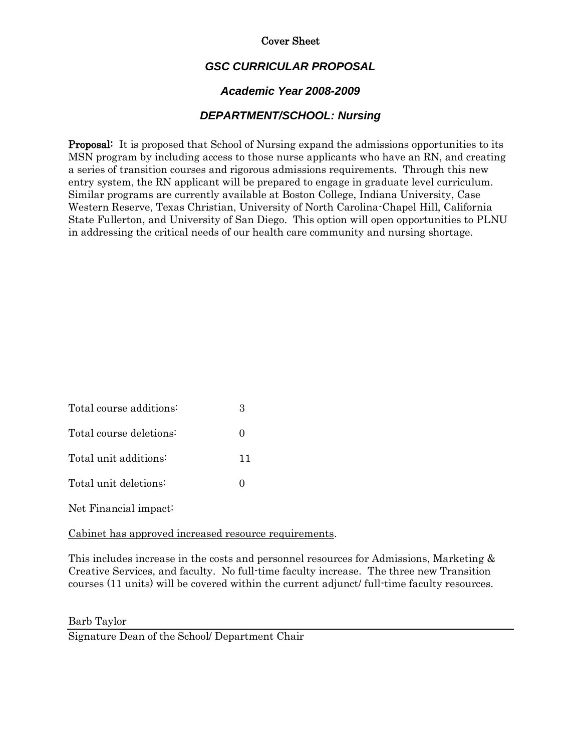Cover Sheet

## *GSC CURRICULAR PROPOSAL*

### *Academic Year 2008-2009*

### *DEPARTMENT/SCHOOL: Nursing*

**Proposal:** It is proposed that School of Nursing expand the admissions opportunities to its MSN program by including access to those nurse applicants who have an RN, and creating a series of transition courses and rigorous admissions requirements. Through this new entry system, the RN applicant will be prepared to engage in graduate level curriculum. Similar programs are currently available at Boston College, Indiana University, Case Western Reserve, Texas Christian, University of North Carolina-Chapel Hill, California State Fullerton, and University of San Diego. This option will open opportunities to PLNU in addressing the critical needs of our health care community and nursing shortage.

| | |
|---|---|
| Total course additions: | 3 |
| Total course deletions: | 0 |
| Total unit additions: | 11 |
| Total unit deletions: | 0 |

Net Financial impact:

Cabinet has approved increased resource requirements.

This includes increase in the costs and personnel resources for Admissions, Marketing & Creative Services, and faculty. No full-time faculty increase. The three new Transition courses (11 units) will be covered within the current adjunct/ full-time faculty resources.

Barb Taylor

Signature Dean of the School/ Department Chair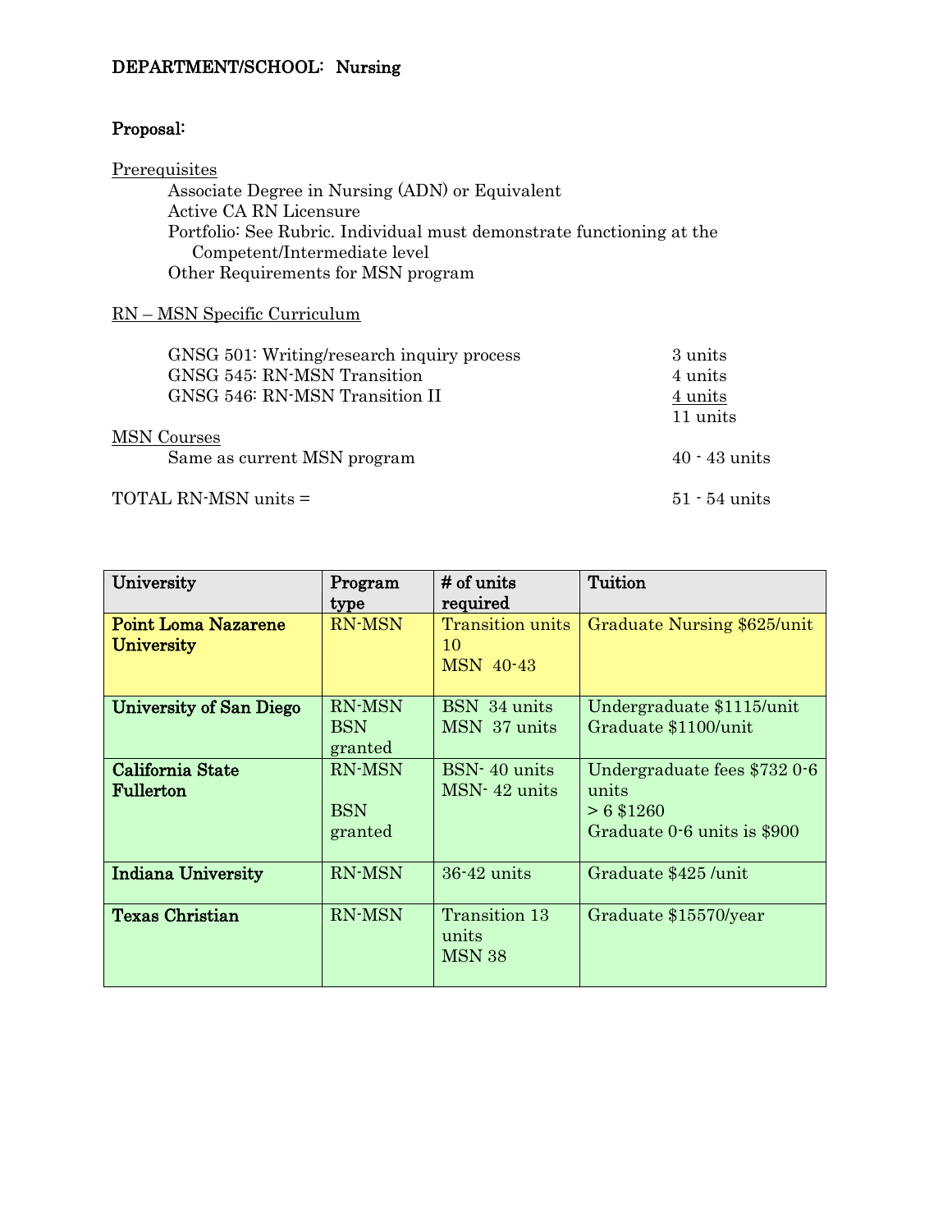**DEPARTMENT/SCHOOL: Nursing**

**Proposal:**

Prerequisites

- Associate Degree in Nursing (ADN) or Equivalent
- Active CA RN Licensure
- Portfolio: See Rubric. Individual must demonstrate functioning at the Competent/Intermediate level
- Other Requirements for MSN program

RN – MSN Specific Curriculum

| | |
|---|---|
| GNSG 501: Writing/research inquiry process | 3 units |
| GNSG 545: RN-MSN Transition | 4 units |
| GNSG 546: RN-MSN Transition II | 4 units |
| | 11 units |

MSN Courses

| | |
|---|---|
| Same as current MSN program | 40 - 43 units |

| | |
|---|---|
| TOTAL RN-MSN units = | 51 - 54 units |

| University | Program type | # of units required | Tuition |
|---|---|---|---|
| **Point Loma Nazarene University** | RN-MSN | Transition units 10<br>MSN 40-43 | Graduate Nursing $625/unit |
| **University of San Diego** | RN-MSN<br>BSN granted | BSN 34 units<br>MSN 37 units | Undergraduate $1115/unit<br>Graduate $1100/unit |
| **California State Fullerton** | RN-MSN<br><br>BSN granted | BSN- 40 units<br>MSN- 42 units | Undergraduate fees $732 0-6 units<br>> 6 $1260<br>Graduate 0-6 units is $900 |
| **Indiana University** | RN-MSN | 36-42 units | Graduate $425 /unit |
| **Texas Christian** | RN-MSN | Transition 13 units<br>MSN 38 | Graduate $15570/year |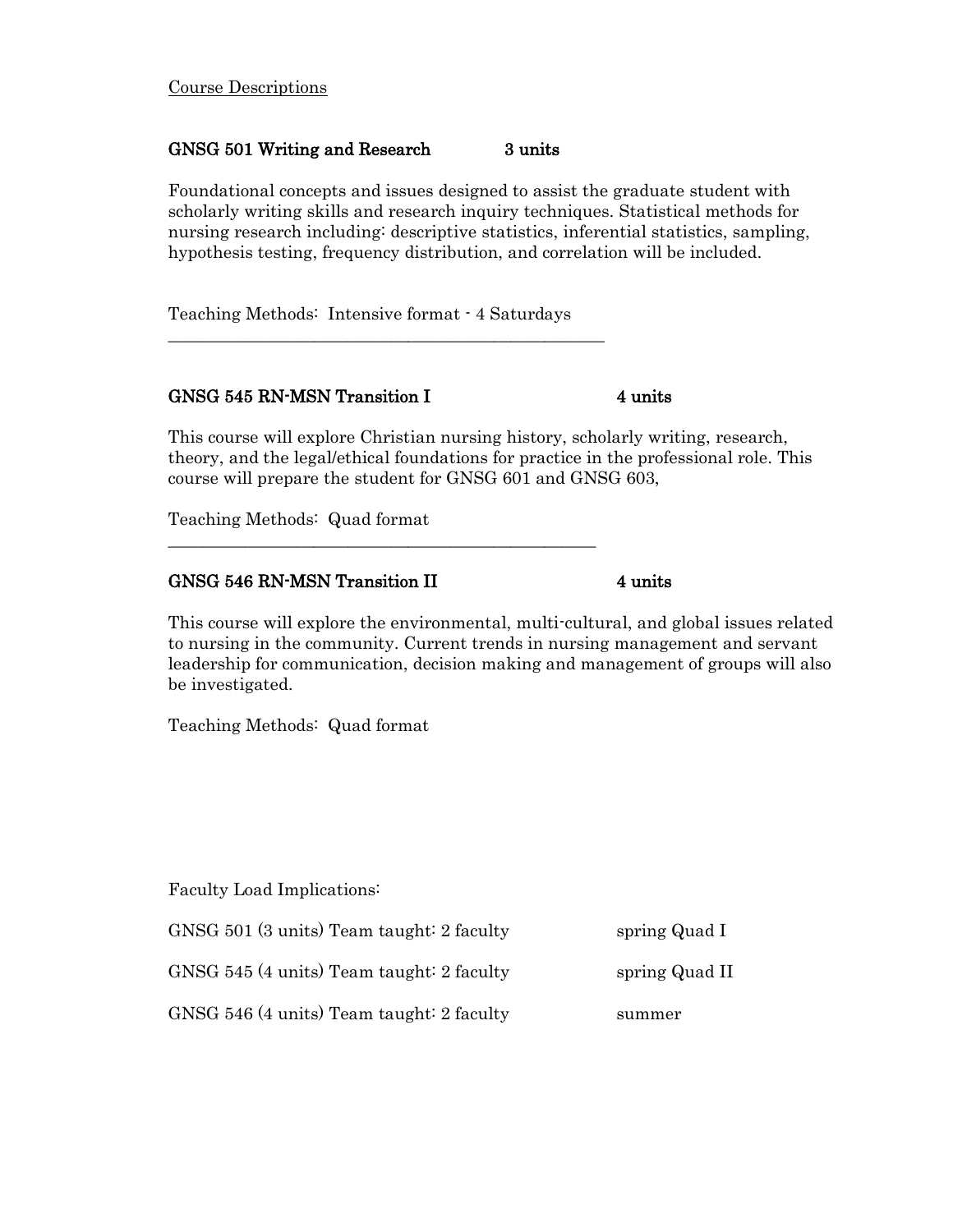Course Descriptions

**GNSG 501 Writing and Research 3 units**

Foundational concepts and issues designed to assist the graduate student with scholarly writing skills and research inquiry techniques. Statistical methods for nursing research including: descriptive statistics, inferential statistics, sampling, hypothesis testing, frequency distribution, and correlation will be included.

Teaching Methods: Intensive format - 4 Saturdays

---

**GNSG 545 RN-MSN Transition I 4 units**

This course will explore Christian nursing history, scholarly writing, research, theory, and the legal/ethical foundations for practice in the professional role. This course will prepare the student for GNSG 601 and GNSG 603,

Teaching Methods: Quad format

---

**GNSG 546 RN-MSN Transition II 4 units**

This course will explore the environmental, multi-cultural, and global issues related to nursing in the community. Current trends in nursing management and servant leadership for communication, decision making and management of groups will also be investigated.

Teaching Methods: Quad format

Faculty Load Implications:

| | |
|---|---|
| GNSG 501 (3 units) Team taught: 2 faculty | spring Quad I |
| GNSG 545 (4 units) Team taught: 2 faculty | spring Quad II |
| GNSG 546 (4 units) Team taught: 2 faculty | summer |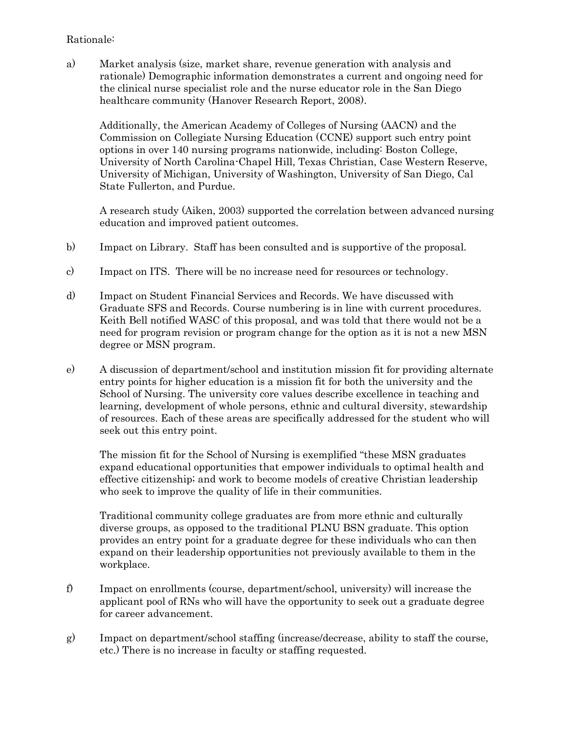Rationale:

a) Market analysis (size, market share, revenue generation with analysis and rationale) Demographic information demonstrates a current and ongoing need for the clinical nurse specialist role and the nurse educator role in the San Diego healthcare community (Hanover Research Report, 2008).

   Additionally, the American Academy of Colleges of Nursing (AACN) and the Commission on Collegiate Nursing Education (CCNE) support such entry point options in over 140 nursing programs nationwide, including: Boston College, University of North Carolina-Chapel Hill, Texas Christian, Case Western Reserve, University of Michigan, University of Washington, University of San Diego, Cal State Fullerton, and Purdue.

   A research study (Aiken, 2003) supported the correlation between advanced nursing education and improved patient outcomes.

b) Impact on Library. Staff has been consulted and is supportive of the proposal.

c) Impact on ITS. There will be no increase need for resources or technology.

d) Impact on Student Financial Services and Records. We have discussed with Graduate SFS and Records. Course numbering is in line with current procedures. Keith Bell notified WASC of this proposal, and was told that there would not be a need for program revision or program change for the option as it is not a new MSN degree or MSN program.

e) A discussion of department/school and institution mission fit for providing alternate entry points for higher education is a mission fit for both the university and the School of Nursing. The university core values describe excellence in teaching and learning, development of whole persons, ethnic and cultural diversity, stewardship of resources. Each of these areas are specifically addressed for the student who will seek out this entry point.

   The mission fit for the School of Nursing is exemplified "these MSN graduates expand educational opportunities that empower individuals to optimal health and effective citizenship; and work to become models of creative Christian leadership who seek to improve the quality of life in their communities.

   Traditional community college graduates are from more ethnic and culturally diverse groups, as opposed to the traditional PLNU BSN graduate. This option provides an entry point for a graduate degree for these individuals who can then expand on their leadership opportunities not previously available to them in the workplace.

f) Impact on enrollments (course, department/school, university) will increase the applicant pool of RNs who will have the opportunity to seek out a graduate degree for career advancement.

g) Impact on department/school staffing (increase/decrease, ability to staff the course, etc.) There is no increase in faculty or staffing requested.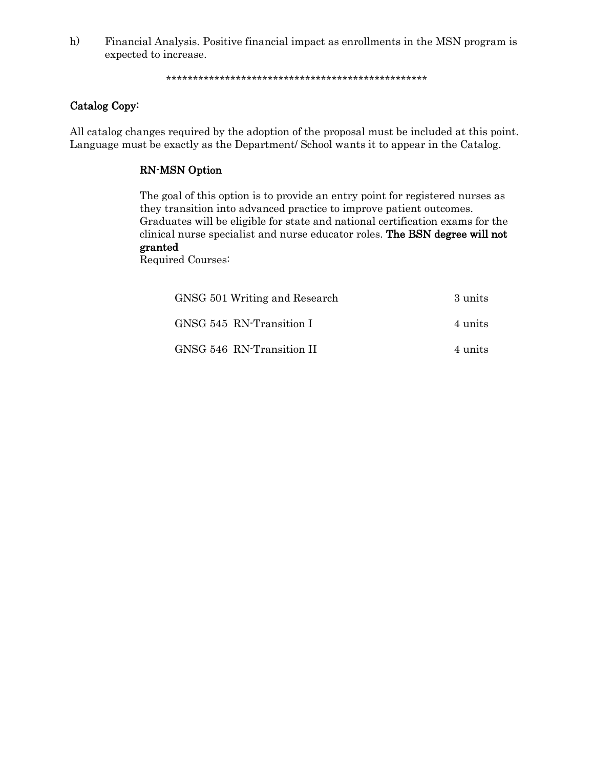h) Financial Analysis. Positive financial impact as enrollments in the MSN program is expected to increase.

\*\*\*\*\*\*\*\*\*\*\*\*\*\*\*\*\*\*\*\*\*\*\*\*\*\*\*\*\*\*\*\*\*\*\*\*\*\*\*\*\*\*\*\*\*\*\*\*\*\*

## Catalog Copy:

All catalog changes required by the adoption of the proposal must be included at this point. Language must be exactly as the Department/ School wants it to appear in the Catalog.

### RN-MSN Option

The goal of this option is to provide an entry point for registered nurses as they transition into advanced practice to improve patient outcomes. Graduates will be eligible for state and national certification exams for the clinical nurse specialist and nurse educator roles. **The BSN degree will not granted**

Required Courses:

| Course | Units |
|---|---|
| GNSG 501 Writing and Research | 3 units |
| GNSG 545 RN-Transition I | 4 units |
| GNSG 546 RN-Transition II | 4 units |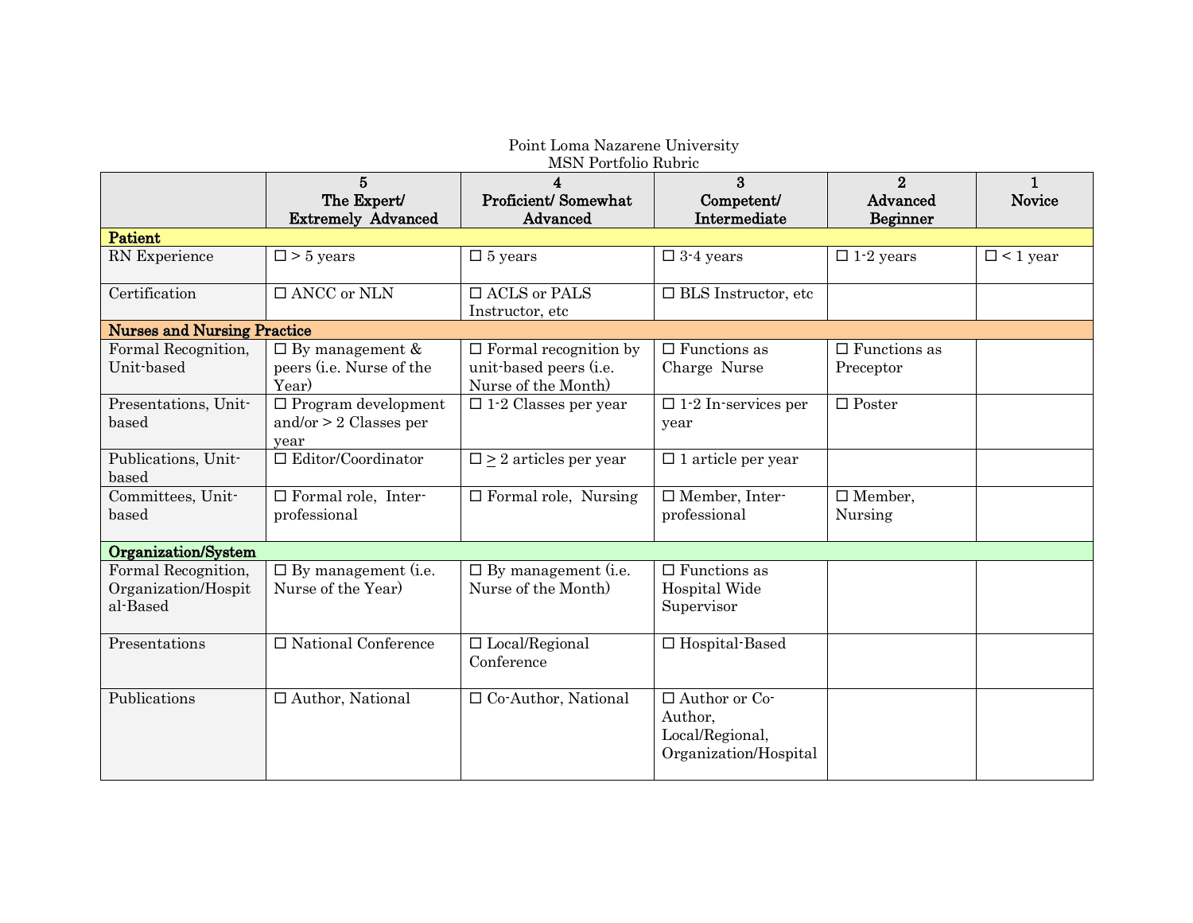Point Loma Nazarene University
MSN Portfolio Rubric

| | 5<br>The Expert/<br>Extremely Advanced | 4<br>Proficient/ Somewhat Advanced | 3<br>Competent/<br>Intermediate | 2<br>Advanced Beginner | 1<br>Novice |
|---|---|---|---|---|---|
| **Patient** | | | | | |
| RN Experience | ☐ > 5 years | ☐ 5 years | ☐ 3-4 years | ☐ 1-2 years | ☐ < 1 year |
| Certification | ☐ ANCC or NLN | ☐ ACLS or PALS Instructor, etc | ☐ BLS Instructor, etc | | |
| **Nurses and Nursing Practice** | | | | | |
| Formal Recognition, Unit-based | ☐ By management & peers (i.e. Nurse of the Year) | ☐ Formal recognition by unit-based peers (i.e. Nurse of the Month) | ☐ Functions as Charge Nurse | ☐ Functions as Preceptor | |
| Presentations, Unit-based | ☐ Program development and/or > 2 Classes per year | ☐ 1-2 Classes per year | ☐ 1-2 In-services per year | ☐ Poster | |
| Publications, Unit-based | ☐ Editor/Coordinator | ☐ ≥ 2 articles per year | ☐ 1 article per year | | |
| Committees, Unit-based | ☐ Formal role, Inter-professional | ☐ Formal role, Nursing | ☐ Member, Inter-professional | ☐ Member, Nursing | |
| **Organization/System** | | | | | |
| Formal Recognition, Organization/Hospital-Based | ☐ By management (i.e. Nurse of the Year) | ☐ By management (i.e. Nurse of the Month) | ☐ Functions as Hospital Wide Supervisor | | |
| Presentations | ☐ National Conference | ☐ Local/Regional Conference | ☐ Hospital-Based | | |
| Publications | ☐ Author, National | ☐ Co-Author, National | ☐ Author or Co-Author, Local/Regional, Organization/Hospital | | |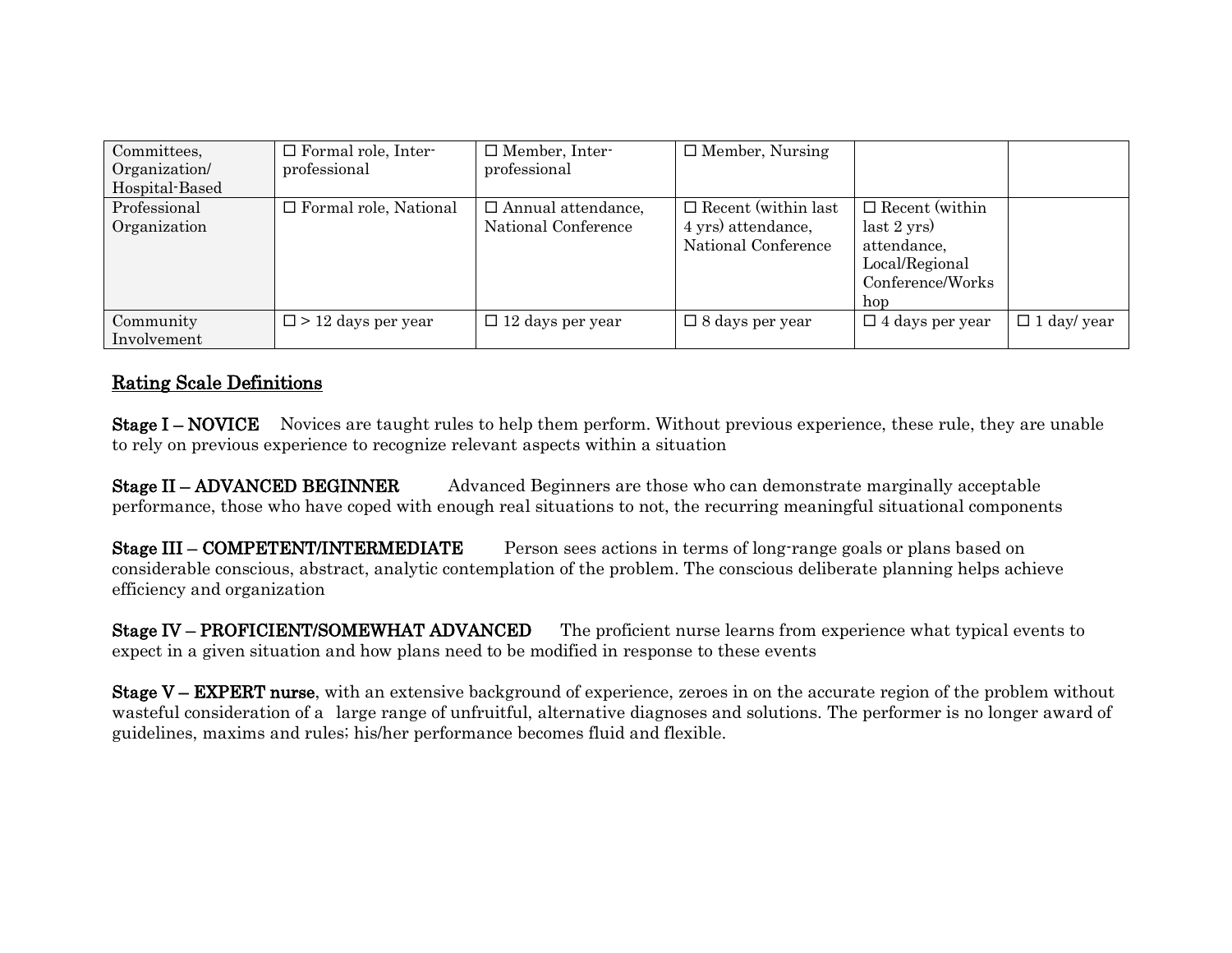| | | | | | |
|---|---|---|---|---|---|
| Committees, Organization/ Hospital-Based | ☐ Formal role, Inter-professional | ☐ Member, Inter-professional | ☐ Member, Nursing | | |
| Professional Organization | ☐ Formal role, National | ☐ Annual attendance, National Conference | ☐ Recent (within last 4 yrs) attendance, National Conference | ☐ Recent (within last 2 yrs) attendance, Local/Regional Conference/Workshop | |
| Community Involvement | ☐ > 12 days per year | ☐ 12 days per year | ☐ 8 days per year | ☐ 4 days per year | ☐ 1 day/ year |

## Rating Scale Definitions

**Stage I – NOVICE** Novices are taught rules to help them perform. Without previous experience, these rule, they are unable to rely on previous experience to recognize relevant aspects within a situation

**Stage II – ADVANCED BEGINNER** Advanced Beginners are those who can demonstrate marginally acceptable performance, those who have coped with enough real situations to not, the recurring meaningful situational components

**Stage III – COMPETENT/INTERMEDIATE** Person sees actions in terms of long-range goals or plans based on considerable conscious, abstract, analytic contemplation of the problem. The conscious deliberate planning helps achieve efficiency and organization

**Stage IV – PROFICIENT/SOMEWHAT ADVANCED** The proficient nurse learns from experience what typical events to expect in a given situation and how plans need to be modified in response to these events

**Stage V – EXPERT nurse**, with an extensive background of experience, zeroes in on the accurate region of the problem without wasteful consideration of a large range of unfruitful, alternative diagnoses and solutions. The performer is no longer award of guidelines, maxims and rules; his/her performance becomes fluid and flexible.